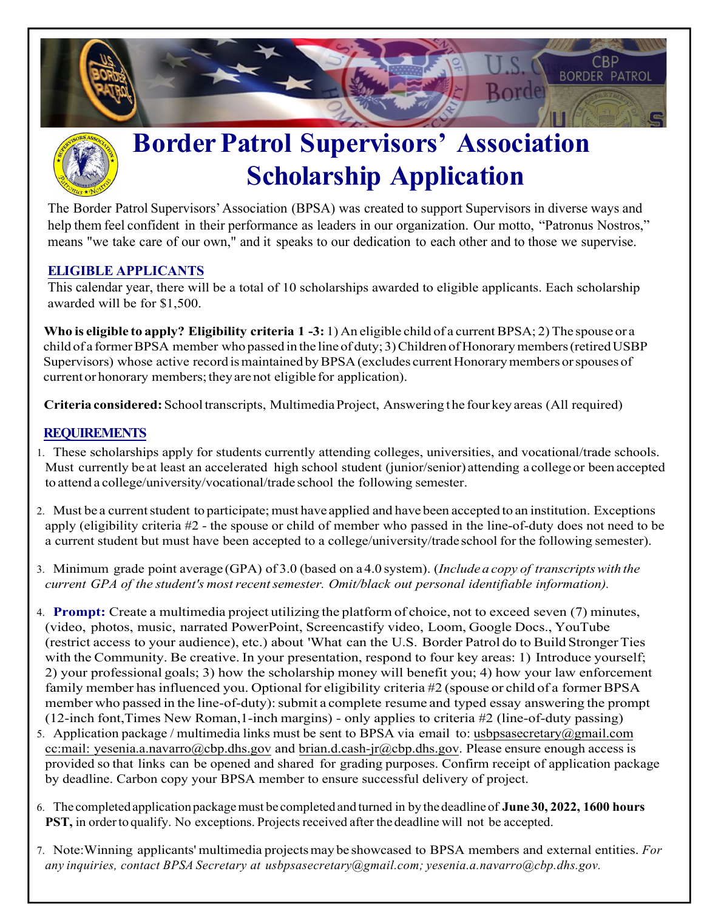# Border Patrol Supervisors' Association Scholarship Application

The Border Patrol Supervisors' Association (BPSA) was created to support Supervisors in diverse ways and help them feel confident in their performance as leaders in our organization. Our motto, "Patronus Nostros," means "we take care of our own," and it speaks to our dedication to each other and to those we supervise.

## ELIGIBLE APPLICANTS

This calendar year, there will be a total of 10 scholarships awarded to eligible applicants. Each scholarship awarded will be for $1,500.

**Who is eligible to apply? Eligibility criteria 1 -3:** 1) An eligible child of a current BPSA; 2) The spouse or a child of a former BPSA member who passed in the line of duty; 3) Children of Honorary members (retired USBP Supervisors) whose active record is maintained by BPSA (excludes current Honorary members or spouses of current or honorary members; they are not eligible for application).

**Criteria considered:** School transcripts, Multimedia Project, Answering the four key areas (All required)

## REQUIREMENTS

1. These scholarships apply for students currently attending colleges, universities, and vocational/trade schools. Must currently be at least an accelerated high school student (junior/senior) attending a college or been accepted to attend a college/university/vocational/trade school the following semester.
2. Must be a current student to participate; must have applied and have been accepted to an institution. Exceptions apply (eligibility criteria #2 - the spouse or child of member who passed in the line-of-duty does not need to be a current student but must have been accepted to a college/university/trade school for the following semester).
3. Minimum grade point average (GPA) of 3.0 (based on a 4.0 system). (*Include a copy of transcripts with the current GPA of the student's most recent semester. Omit/black out personal identifiable information).*
4. **Prompt:** Create a multimedia project utilizing the platform of choice, not to exceed seven (7) minutes, (video, photos, music, narrated PowerPoint, Screencastify video, Loom, Google Docs., YouTube (restrict access to your audience), etc.) about 'What can the U.S. Border Patrol do to Build Stronger Ties with the Community. Be creative. In your presentation, respond to four key areas: 1) Introduce yourself; 2) your professional goals; 3) how the scholarship money will benefit you; 4) how your law enforcement family member has influenced you. Optional for eligibility criteria #2 (spouse or child of a former BPSA member who passed in the line-of-duty): submit a complete resume and typed essay answering the prompt (12-inch font, Times New Roman, 1-inch margins) - only applies to criteria #2 (line-of-duty passing)
5. Application package / multimedia links must be sent to BPSA via email to: usbpsasecretary@gmail.com cc:mail: yesenia.a.navarro@cbp.dhs.gov and brian.d.cash-jr@cbp.dhs.gov. Please ensure enough access is provided so that links can be opened and shared for grading purposes. Confirm receipt of application package by deadline. Carbon copy your BPSA member to ensure successful delivery of project.
6. The completed application package must be completed and turned in by the deadline of **June 30, 2022, 1600 hours PST,** in order to qualify. No exceptions. Projects received after the deadline will not be accepted.
7. Note: Winning applicants' multimedia projects may be showcased to BPSA members and external entities. *For any inquiries, contact BPSA Secretary at usbpsasecretary@gmail.com; yesenia.a.navarro@cbp.dhs.gov.*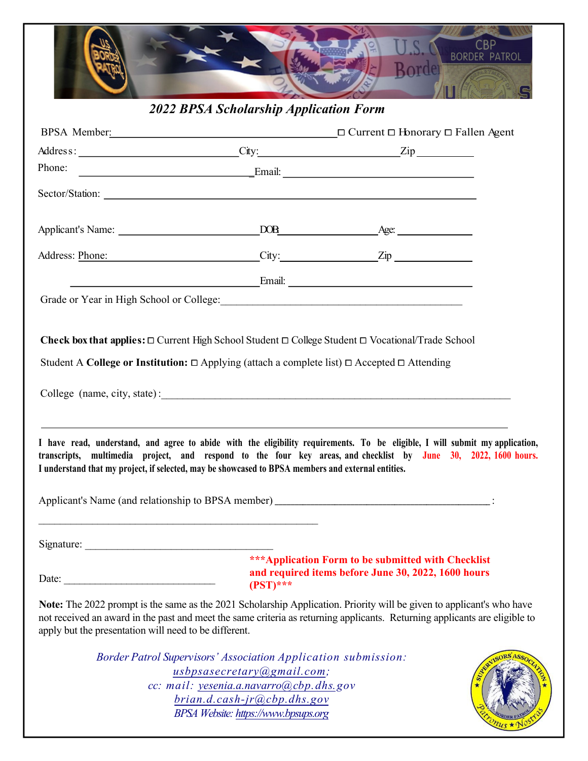# *2022 BPSA Scholarship Application Form*

BPSA Member:______________________________ ☐ Current ☐ Honorary ☐ Fallen Agent

Address: ______________________ City: ____________________ Zip __________

Phone: ________________________ Email: ______________________________

Sector/Station: ______________________________________________________

Applicant's Name: ____________________ DOB: ______________ Age: __________

Address: Phone: ______________________ City: ______________ Zip __________

______________________________ Email: ______________________________

Grade or Year in High School or College:_____________________________________

**Check box that applies:** ☐ Current High School Student ☐ College Student ☐ Vocational/Trade School

Student A **College or Institution:** ☐ Applying (attach a complete list) ☐ Accepted ☐ Attending

College (name, city, state):___________________________________________________

_____________________________________________________________________

**I have read, understand, and agree to abide with the eligibility requirements. To be eligible, I will submit my application, transcripts, multimedia project, and respond to the four key areas, and checklist by June 30, 2022, 1600 hours. I understand that my project, if selected, may be showcased to BPSA members and external entities.**

Applicant's Name (and relationship to BPSA member) _________________________________ :

___________________________________________

Signature: ____________________________

Date: _________________________

**\*\*\*Application Form to be submitted with Checklist and required items before June 30, 2022, 1600 hours (PST)\*\*\***

**Note:** The 2022 prompt is the same as the 2021 Scholarship Application. Priority will be given to applicant's who have not received an award in the past and meet the same criteria as returning applicants. Returning applicants are eligible to apply but the presentation will need to be different.

*Border Patrol Supervisors' Association Application submission:*
*usbpsasecretary@gmail.com;*
*cc: mail: yesenia.a.navarro@cbp.dhs.gov*
*brian.d.cash-jr@cbp.dhs.gov*
*BPSA Website: https://www.bpsups.org*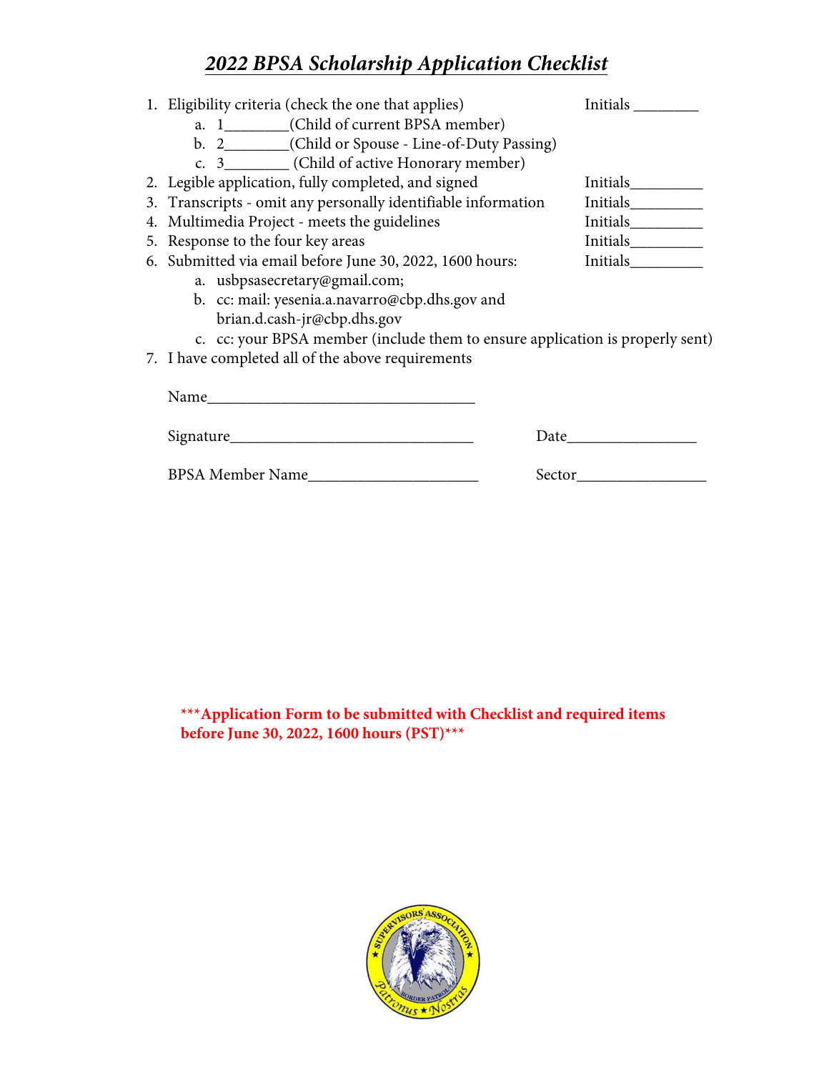# *2022 BPSA Scholarship Application Checklist*

1. Eligibility criteria (check the one that applies) Initials ________
   a. 1________(Child of current BPSA member)
   b. 2________(Child or Spouse - Line-of-Duty Passing)
   c. 3________ (Child of active Honorary member)
2. Legible application, fully completed, and signed Initials_________
3. Transcripts - omit any personally identifiable information Initials_________
4. Multimedia Project - meets the guidelines Initials_________
5. Response to the four key areas Initials_________
6. Submitted via email before June 30, 2022, 1600 hours: Initials_________
   a. usbpsasecretary@gmail.com;
   b. cc: mail: yesenia.a.navarro@cbp.dhs.gov and brian.d.cash-jr@cbp.dhs.gov
   c. cc: your BPSA member (include them to ensure application is properly sent)
7. I have completed all of the above requirements

Name__________________________________

Signature_______________________________ Date________________

BPSA Member Name_____________________ Sector________________

**\*\*\*Application Form to be submitted with Checklist and required items before June 30, 2022, 1600 hours (PST)\*\*\***